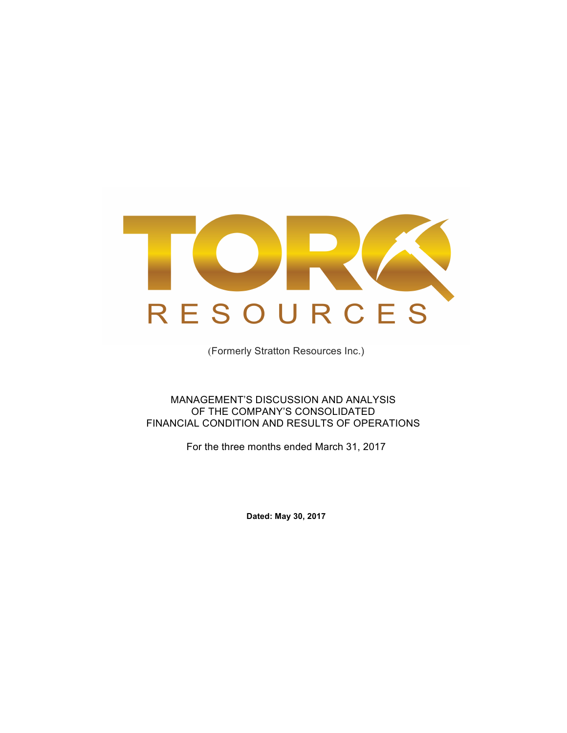# TORQ RESOURCES

(Formerly Stratton Resources Inc.)

MANAGEMENT'S DISCUSSION AND ANALYSIS
OF THE COMPANY'S CONSOLIDATED
FINANCIAL CONDITION AND RESULTS OF OPERATIONS

For the three months ended March 31, 2017

**Dated: May 30, 2017**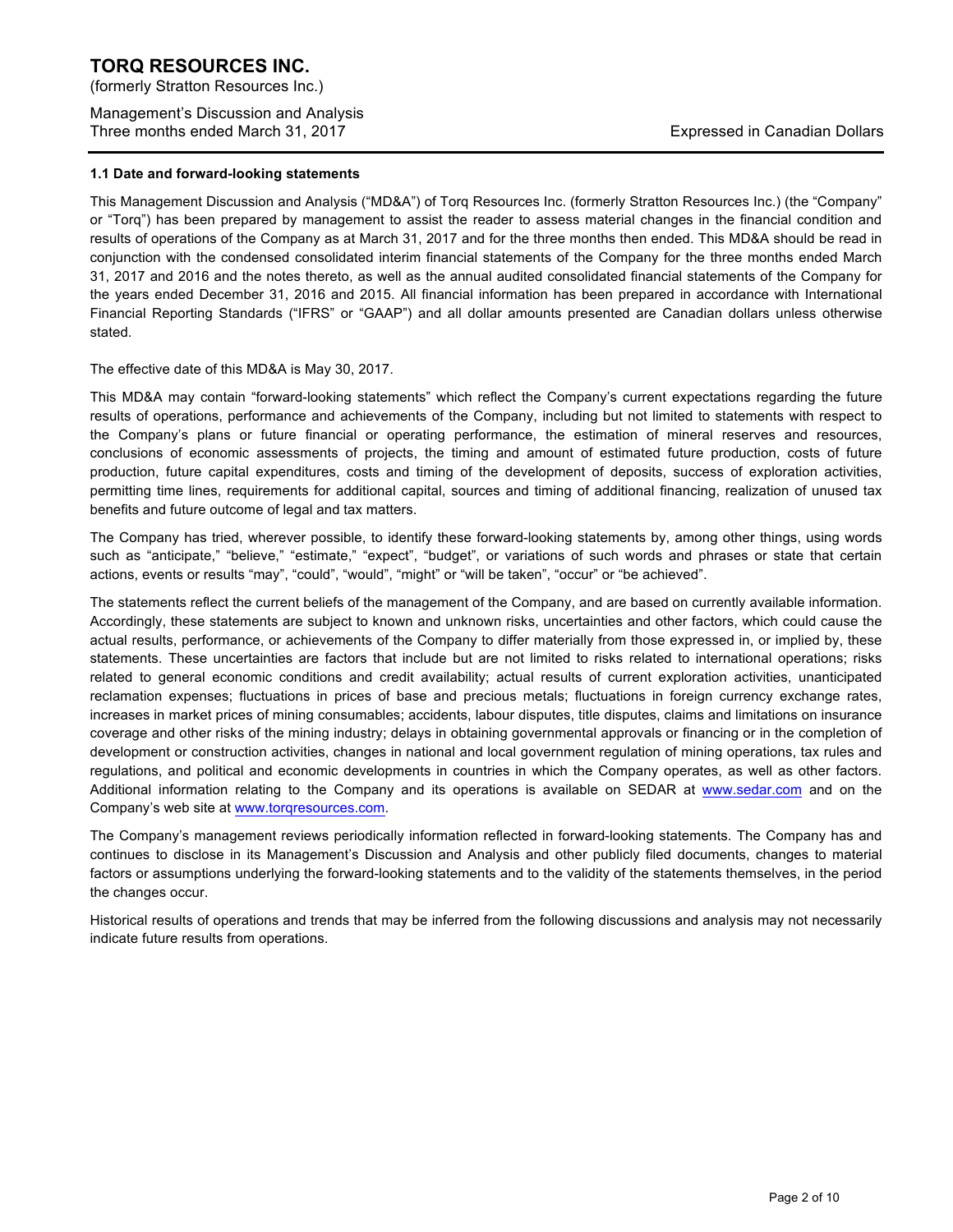### 1.1 Date and forward-looking statements

This Management Discussion and Analysis ("MD&A") of Torq Resources Inc. (formerly Stratton Resources Inc.) (the "Company" or "Torq") has been prepared by management to assist the reader to assess material changes in the financial condition and results of operations of the Company as at March 31, 2017 and for the three months then ended. This MD&A should be read in conjunction with the condensed consolidated interim financial statements of the Company for the three months ended March 31, 2017 and 2016 and the notes thereto, as well as the annual audited consolidated financial statements of the Company for the years ended December 31, 2016 and 2015. All financial information has been prepared in accordance with International Financial Reporting Standards ("IFRS" or "GAAP") and all dollar amounts presented are Canadian dollars unless otherwise stated.

The effective date of this MD&A is May 30, 2017.

This MD&A may contain "forward-looking statements" which reflect the Company's current expectations regarding the future results of operations, performance and achievements of the Company, including but not limited to statements with respect to the Company's plans or future financial or operating performance, the estimation of mineral reserves and resources, conclusions of economic assessments of projects, the timing and amount of estimated future production, costs of future production, future capital expenditures, costs and timing of the development of deposits, success of exploration activities, permitting time lines, requirements for additional capital, sources and timing of additional financing, realization of unused tax benefits and future outcome of legal and tax matters.

The Company has tried, wherever possible, to identify these forward-looking statements by, among other things, using words such as "anticipate," "believe," "estimate," "expect", "budget", or variations of such words and phrases or state that certain actions, events or results "may", "could", "would", "might" or "will be taken", "occur" or "be achieved".

The statements reflect the current beliefs of the management of the Company, and are based on currently available information. Accordingly, these statements are subject to known and unknown risks, uncertainties and other factors, which could cause the actual results, performance, or achievements of the Company to differ materially from those expressed in, or implied by, these statements. These uncertainties are factors that include but are not limited to risks related to international operations; risks related to general economic conditions and credit availability; actual results of current exploration activities, unanticipated reclamation expenses; fluctuations in prices of base and precious metals; fluctuations in foreign currency exchange rates, increases in market prices of mining consumables; accidents, labour disputes, title disputes, claims and limitations on insurance coverage and other risks of the mining industry; delays in obtaining governmental approvals or financing or in the completion of development or construction activities, changes in national and local government regulation of mining operations, tax rules and regulations, and political and economic developments in countries in which the Company operates, as well as other factors. Additional information relating to the Company and its operations is available on SEDAR at www.sedar.com and on the Company's web site at www.torqresources.com.

The Company's management reviews periodically information reflected in forward-looking statements. The Company has and continues to disclose in its Management's Discussion and Analysis and other publicly filed documents, changes to material factors or assumptions underlying the forward-looking statements and to the validity of the statements themselves, in the period the changes occur.

Historical results of operations and trends that may be inferred from the following discussions and analysis may not necessarily indicate future results from operations.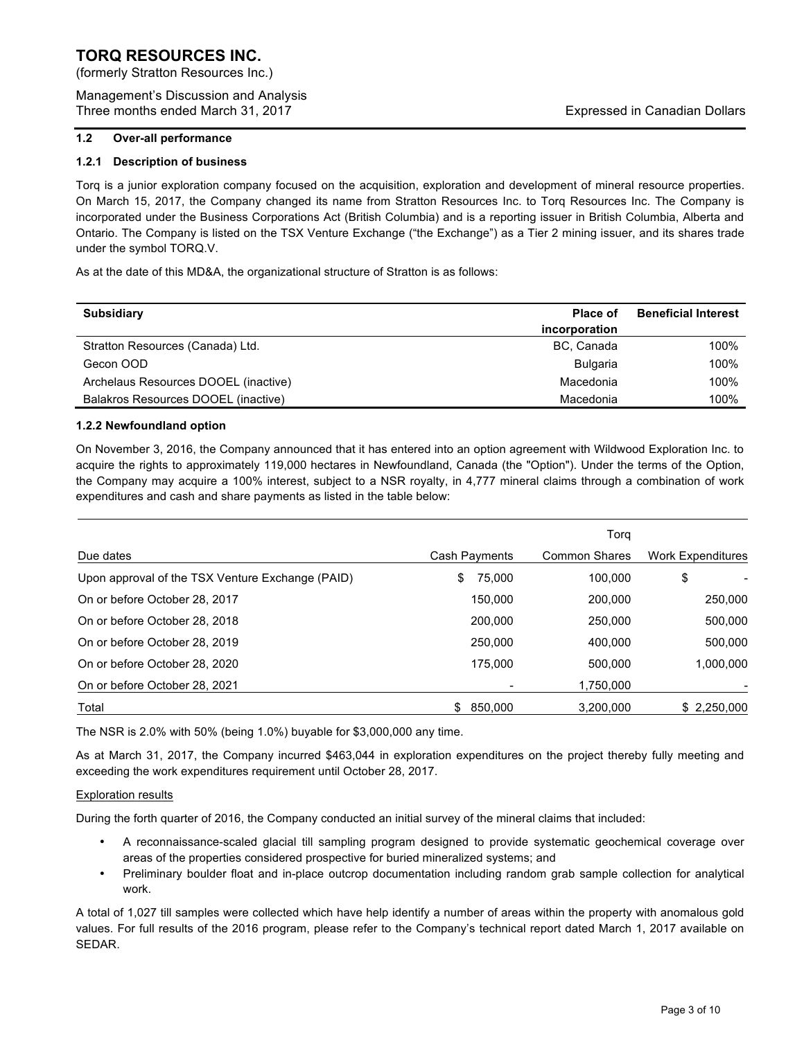## 1.2 Over-all performance

### 1.2.1 Description of business

Torq is a junior exploration company focused on the acquisition, exploration and development of mineral resource properties. On March 15, 2017, the Company changed its name from Stratton Resources Inc. to Torq Resources Inc. The Company is incorporated under the Business Corporations Act (British Columbia) and is a reporting issuer in British Columbia, Alberta and Ontario. The Company is listed on the TSX Venture Exchange ("the Exchange") as a Tier 2 mining issuer, and its shares trade under the symbol TORQ.V.

As at the date of this MD&A, the organizational structure of Stratton is as follows:

| Subsidiary | Place of incorporation | Beneficial Interest |
|---|---|---|
| Stratton Resources (Canada) Ltd. | BC, Canada | 100% |
| Gecon OOD | Bulgaria | 100% |
| Archelaus Resources DOOEL (inactive) | Macedonia | 100% |
| Balakros Resources DOOEL (inactive) | Macedonia | 100% |

### 1.2.2 Newfoundland option

On November 3, 2016, the Company announced that it has entered into an option agreement with Wildwood Exploration Inc. to acquire the rights to approximately 119,000 hectares in Newfoundland, Canada (the "Option"). Under the terms of the Option, the Company may acquire a 100% interest, subject to a NSR royalty, in 4,777 mineral claims through a combination of work expenditures and cash and share payments as listed in the table below:

| | | Torq | |
|---|---|---|---|
| Due dates | Cash Payments | Common Shares | Work Expenditures |
| Upon approval of the TSX Venture Exchange (PAID) | $ 75,000 | 100,000 | $ - |
| On or before October 28, 2017 | 150,000 | 200,000 | 250,000 |
| On or before October 28, 2018 | 200,000 | 250,000 | 500,000 |
| On or before October 28, 2019 | 250,000 | 400,000 | 500,000 |
| On or before October 28, 2020 | 175,000 | 500,000 | 1,000,000 |
| On or before October 28, 2021 | - | 1,750,000 | - |
| Total | $ 850,000 | 3,200,000 | $ 2,250,000 |

The NSR is 2.0% with 50% (being 1.0%) buyable for $3,000,000 any time.

As at March 31, 2017, the Company incurred $463,044 in exploration expenditures on the project thereby fully meeting and exceeding the work expenditures requirement until October 28, 2017.

Exploration results

During the forth quarter of 2016, the Company conducted an initial survey of the mineral claims that included:

- A reconnaissance-scaled glacial till sampling program designed to provide systematic geochemical coverage over areas of the properties considered prospective for buried mineralized systems; and
- Preliminary boulder float and in-place outcrop documentation including random grab sample collection for analytical work.

A total of 1,027 till samples were collected which have help identify a number of areas within the property with anomalous gold values. For full results of the 2016 program, please refer to the Company's technical report dated March 1, 2017 available on SEDAR.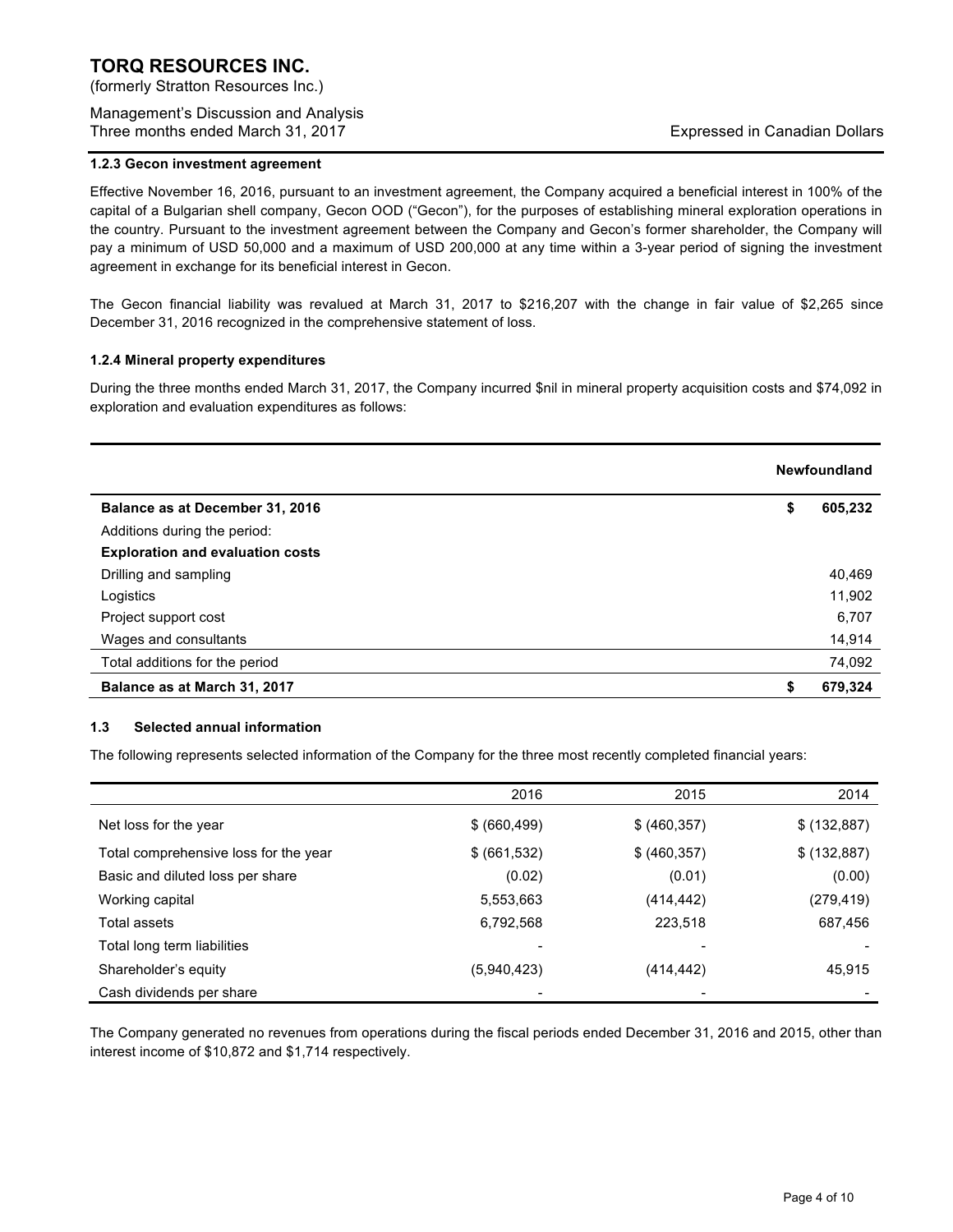### 1.2.3 Gecon investment agreement

Effective November 16, 2016, pursuant to an investment agreement, the Company acquired a beneficial interest in 100% of the capital of a Bulgarian shell company, Gecon OOD ("Gecon"), for the purposes of establishing mineral exploration operations in the country. Pursuant to the investment agreement between the Company and Gecon's former shareholder, the Company will pay a minimum of USD 50,000 and a maximum of USD 200,000 at any time within a 3-year period of signing the investment agreement in exchange for its beneficial interest in Gecon.

The Gecon financial liability was revalued at March 31, 2017 to $216,207 with the change in fair value of $2,265 since December 31, 2016 recognized in the comprehensive statement of loss.

### 1.2.4 Mineral property expenditures

During the three months ended March 31, 2017, the Company incurred $nil in mineral property acquisition costs and $74,092 in exploration and evaluation expenditures as follows:

| | Newfoundland |
|---|---|
| **Balance as at December 31, 2016** | **$ 605,232** |
| Additions during the period: | |
| **Exploration and evaluation costs** | |
| Drilling and sampling | 40,469 |
| Logistics | 11,902 |
| Project support cost | 6,707 |
| Wages and consultants | 14,914 |
| Total additions for the period | 74,092 |
| **Balance as at March 31, 2017** | **$ 679,324** |

### 1.3 Selected annual information

The following represents selected information of the Company for the three most recently completed financial years:

| | 2016 | 2015 | 2014 |
|---|---|---|---|
| Net loss for the year | $ (660,499) | $ (460,357) | $ (132,887) |
| Total comprehensive loss for the year | $ (661,532) | $ (460,357) | $ (132,887) |
| Basic and diluted loss per share | (0.02) | (0.01) | (0.00) |
| Working capital | 5,553,663 | (414,442) | (279,419) |
| Total assets | 6,792,568 | 223,518 | 687,456 |
| Total long term liabilities | - | - | - |
| Shareholder's equity | (5,940,423) | (414,442) | 45,915 |
| Cash dividends per share | - | - | - |

The Company generated no revenues from operations during the fiscal periods ended December 31, 2016 and 2015, other than interest income of $10,872 and $1,714 respectively.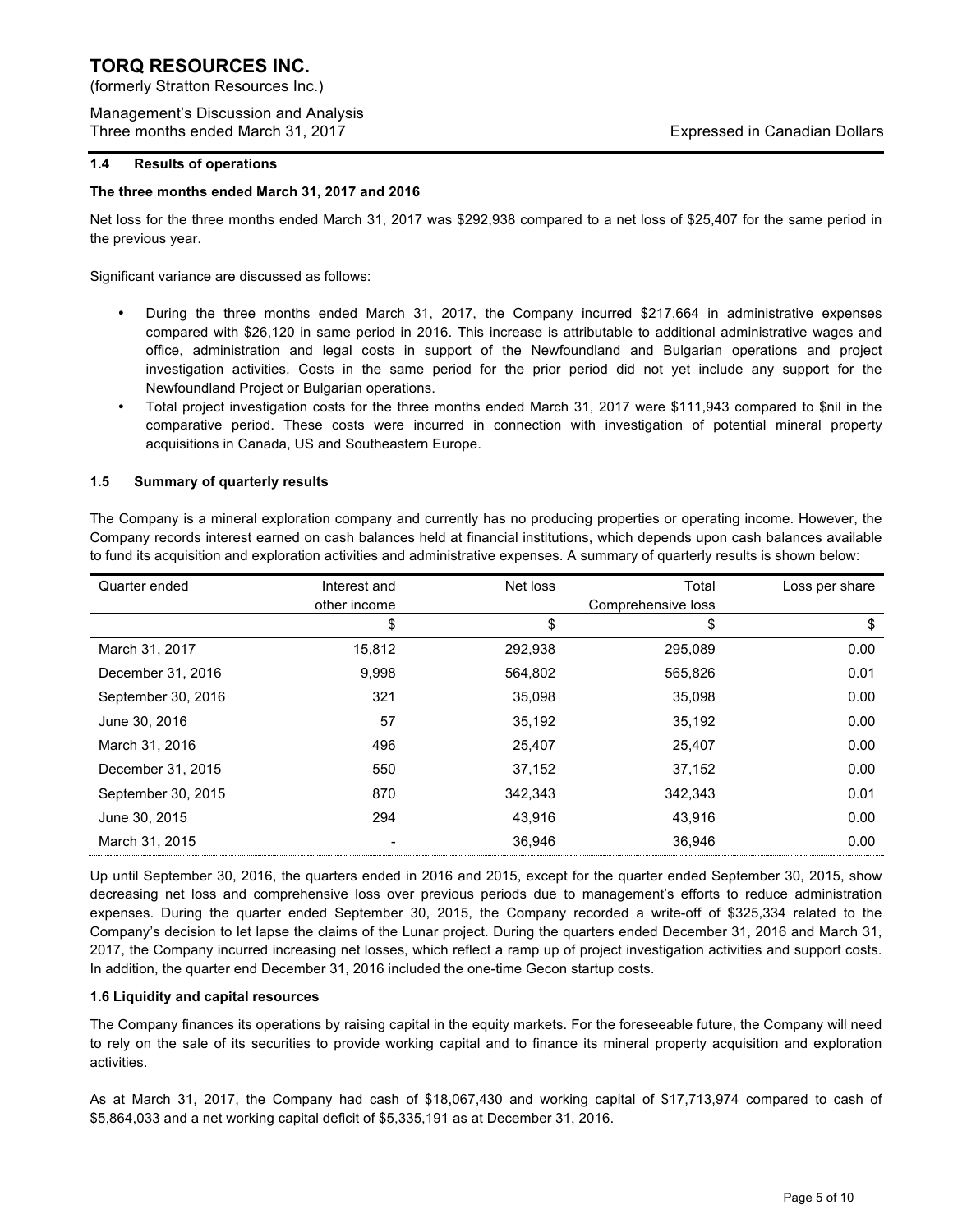# TORQ RESOURCES INC.

(formerly Stratton Resources Inc.)

Management's Discussion and Analysis
Three months ended March 31, 2017 Expressed in Canadian Dollars

### 1.4 Results of operations

**The three months ended March 31, 2017 and 2016**

Net loss for the three months ended March 31, 2017 was $292,938 compared to a net loss of $25,407 for the same period in the previous year.

Significant variance are discussed as follows:

- During the three months ended March 31, 2017, the Company incurred $217,664 in administrative expenses compared with $26,120 in same period in 2016. This increase is attributable to additional administrative wages and office, administration and legal costs in support of the Newfoundland and Bulgarian operations and project investigation activities. Costs in the same period for the prior period did not yet include any support for the Newfoundland Project or Bulgarian operations.
- Total project investigation costs for the three months ended March 31, 2017 were $111,943 compared to $nil in the comparative period. These costs were incurred in connection with investigation of potential mineral property acquisitions in Canada, US and Southeastern Europe.

### 1.5 Summary of quarterly results

The Company is a mineral exploration company and currently has no producing properties or operating income. However, the Company records interest earned on cash balances held at financial institutions, which depends upon cash balances available to fund its acquisition and exploration activities and administrative expenses. A summary of quarterly results is shown below:

| Quarter ended | Interest and other income | Net loss | Total Comprehensive loss | Loss per share |
|---|---|---|---|---|
| | $ | $ | $ | $ |
| March 31, 2017 | 15,812 | 292,938 | 295,089 | 0.00 |
| December 31, 2016 | 9,998 | 564,802 | 565,826 | 0.01 |
| September 30, 2016 | 321 | 35,098 | 35,098 | 0.00 |
| June 30, 2016 | 57 | 35,192 | 35,192 | 0.00 |
| March 31, 2016 | 496 | 25,407 | 25,407 | 0.00 |
| December 31, 2015 | 550 | 37,152 | 37,152 | 0.00 |
| September 30, 2015 | 870 | 342,343 | 342,343 | 0.01 |
| June 30, 2015 | 294 | 43,916 | 43,916 | 0.00 |
| March 31, 2015 | - | 36,946 | 36,946 | 0.00 |

Up until September 30, 2016, the quarters ended in 2016 and 2015, except for the quarter ended September 30, 2015, show decreasing net loss and comprehensive loss over previous periods due to management's efforts to reduce administration expenses. During the quarter ended September 30, 2015, the Company recorded a write-off of $325,334 related to the Company's decision to let lapse the claims of the Lunar project. During the quarters ended December 31, 2016 and March 31, 2017, the Company incurred increasing net losses, which reflect a ramp up of project investigation activities and support costs. In addition, the quarter end December 31, 2016 included the one-time Gecon startup costs.

### 1.6 Liquidity and capital resources

The Company finances its operations by raising capital in the equity markets. For the foreseeable future, the Company will need to rely on the sale of its securities to provide working capital and to finance its mineral property acquisition and exploration activities.

As at March 31, 2017, the Company had cash of $18,067,430 and working capital of $17,713,974 compared to cash of $5,864,033 and a net working capital deficit of $5,335,191 as at December 31, 2016.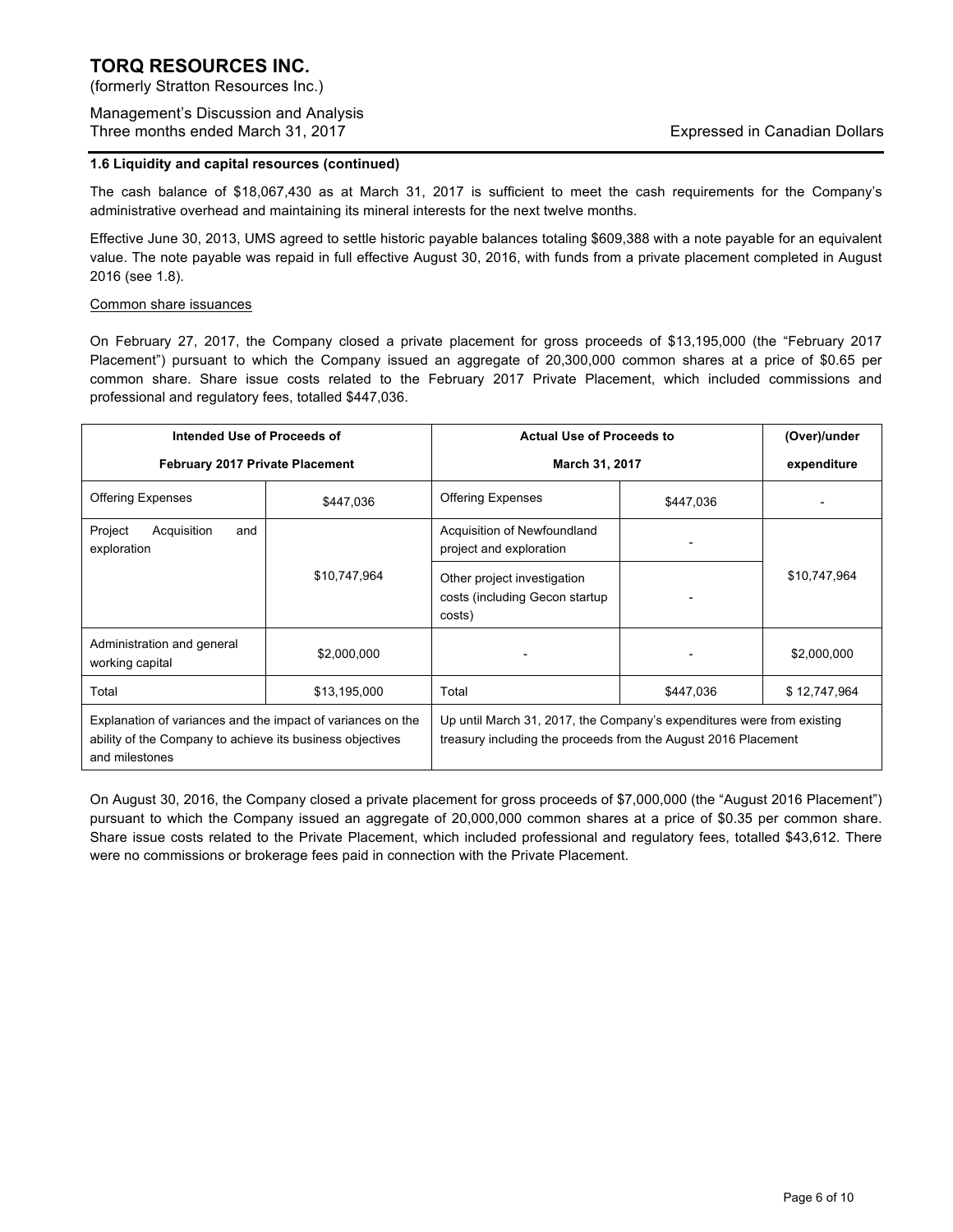## 1.6 Liquidity and capital resources (continued)

The cash balance of $18,067,430 as at March 31, 2017 is sufficient to meet the cash requirements for the Company's administrative overhead and maintaining its mineral interests for the next twelve months.

Effective June 30, 2013, UMS agreed to settle historic payable balances totaling $609,388 with a note payable for an equivalent value. The note payable was repaid in full effective August 30, 2016, with funds from a private placement completed in August 2016 (see 1.8).

Common share issuances

On February 27, 2017, the Company closed a private placement for gross proceeds of $13,195,000 (the "February 2017 Placement") pursuant to which the Company issued an aggregate of 20,300,000 common shares at a price of $0.65 per common share. Share issue costs related to the February 2017 Private Placement, which included commissions and professional and regulatory fees, totalled $447,036.

| Intended Use of Proceeds of February 2017 Private Placement | | Actual Use of Proceeds to March 31, 2017 | | (Over)/under expenditure |
|---|---|---|---|---|
| Offering Expenses | $447,036 | Offering Expenses | $447,036 | - |
| Project Acquisition and exploration | $10,747,964 | Acquisition of Newfoundland project and exploration | - | $10,747,964 |
| | | Other project investigation costs (including Gecon startup costs) | - | |
| Administration and general working capital | $2,000,000 | - | - | $2,000,000 |
| Total | $13,195,000 | Total | $447,036 | $ 12,747,964 |
| Explanation of variances and the impact of variances on the ability of the Company to achieve its business objectives and milestones | | Up until March 31, 2017, the Company's expenditures were from existing treasury including the proceeds from the August 2016 Placement | | |

On August 30, 2016, the Company closed a private placement for gross proceeds of $7,000,000 (the "August 2016 Placement") pursuant to which the Company issued an aggregate of 20,000,000 common shares at a price of $0.35 per common share. Share issue costs related to the Private Placement, which included professional and regulatory fees, totalled $43,612. There were no commissions or brokerage fees paid in connection with the Private Placement.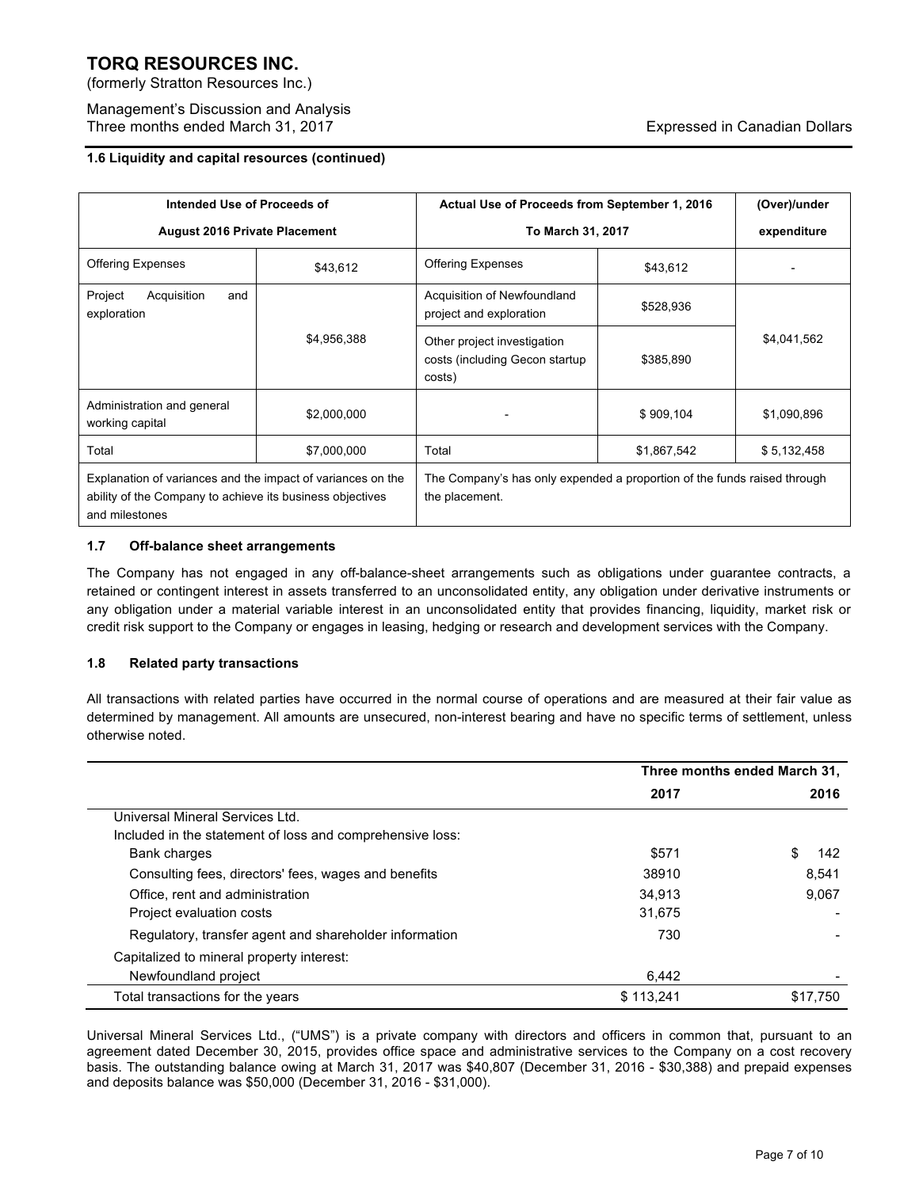### 1.6 Liquidity and capital resources (continued)

| Intended Use of Proceeds of August 2016 Private Placement | | Actual Use of Proceeds from September 1, 2016 To March 31, 2017 | | (Over)/under expenditure |
|---|---|---|---|---|
| Offering Expenses | $43,612 | Offering Expenses | $43,612 | - |
| Project Acquisition and exploration | $4,956,388 | Acquisition of Newfoundland project and exploration | $528,936 | $4,041,562 |
| | | Other project investigation costs (including Gecon startup costs) | $385,890 | |
| Administration and general working capital | $2,000,000 | - | $ 909,104 | $1,090,896 |
| Total | $7,000,000 | Total | $1,867,542 | $ 5,132,458 |
| Explanation of variances and the impact of variances on the ability of the Company to achieve its business objectives and milestones | | The Company's has only expended a proportion of the funds raised through the placement. | | |

### 1.7 Off-balance sheet arrangements

The Company has not engaged in any off-balance-sheet arrangements such as obligations under guarantee contracts, a retained or contingent interest in assets transferred to an unconsolidated entity, any obligation under derivative instruments or any obligation under a material variable interest in an unconsolidated entity that provides financing, liquidity, market risk or credit risk support to the Company or engages in leasing, hedging or research and development services with the Company.

### 1.8 Related party transactions

All transactions with related parties have occurred in the normal course of operations and are measured at their fair value as determined by management. All amounts are unsecured, non-interest bearing and have no specific terms of settlement, unless otherwise noted.

| | Three months ended March 31, | |
|---|---|---|
| | 2017 | 2016 |
| Universal Mineral Services Ltd. | | |
| Included in the statement of loss and comprehensive loss: | | |
| Bank charges | $571 | $ 142 |
| Consulting fees, directors' fees, wages and benefits | 38910 | 8,541 |
| Office, rent and administration | 34,913 | 9,067 |
| Project evaluation costs | 31,675 | - |
| Regulatory, transfer agent and shareholder information | 730 | - |
| Capitalized to mineral property interest: | | |
| Newfoundland project | 6,442 | - |
| Total transactions for the years | $ 113,241 | $17,750 |

Universal Mineral Services Ltd., ("UMS") is a private company with directors and officers in common that, pursuant to an agreement dated December 30, 2015, provides office space and administrative services to the Company on a cost recovery basis. The outstanding balance owing at March 31, 2017 was $40,807 (December 31, 2016 - $30,388) and prepaid expenses and deposits balance was $50,000 (December 31, 2016 - $31,000).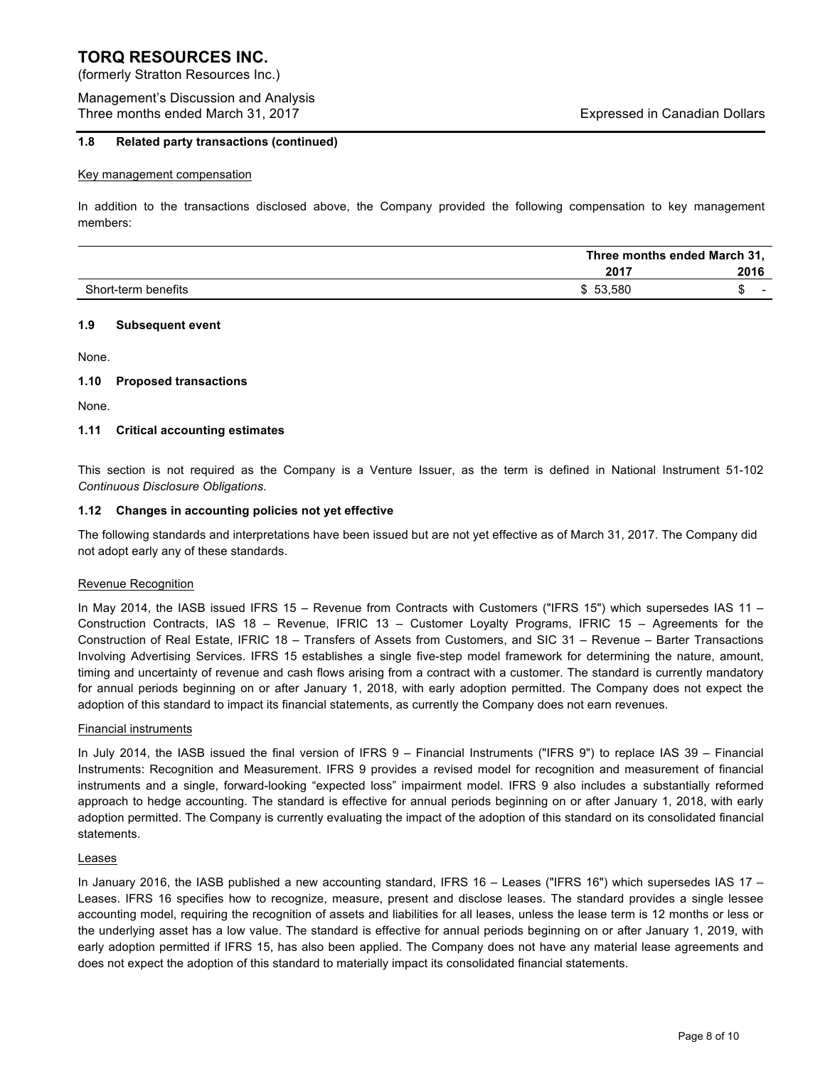### 1.8 Related party transactions (continued)

Key management compensation

In addition to the transactions disclosed above, the Company provided the following compensation to key management members:

| | Three months ended March 31, | |
|---|---|---|
| | 2017 | 2016 |
| Short-term benefits | $ 53,580 | $ - |

### 1.9 Subsequent event

None.

### 1.10 Proposed transactions

None.

### 1.11 Critical accounting estimates

This section is not required as the Company is a Venture Issuer, as the term is defined in National Instrument 51-102 *Continuous Disclosure Obligations*.

### 1.12 Changes in accounting policies not yet effective

The following standards and interpretations have been issued but are not yet effective as of March 31, 2017. The Company did not adopt early any of these standards.

Revenue Recognition

In May 2014, the IASB issued IFRS 15 – Revenue from Contracts with Customers ("IFRS 15") which supersedes IAS 11 – Construction Contracts, IAS 18 – Revenue, IFRIC 13 – Customer Loyalty Programs, IFRIC 15 – Agreements for the Construction of Real Estate, IFRIC 18 – Transfers of Assets from Customers, and SIC 31 – Revenue – Barter Transactions Involving Advertising Services. IFRS 15 establishes a single five-step model framework for determining the nature, amount, timing and uncertainty of revenue and cash flows arising from a contract with a customer. The standard is currently mandatory for annual periods beginning on or after January 1, 2018, with early adoption permitted. The Company does not expect the adoption of this standard to impact its financial statements, as currently the Company does not earn revenues.

Financial instruments

In July 2014, the IASB issued the final version of IFRS 9 – Financial Instruments ("IFRS 9") to replace IAS 39 – Financial Instruments: Recognition and Measurement. IFRS 9 provides a revised model for recognition and measurement of financial instruments and a single, forward-looking "expected loss" impairment model. IFRS 9 also includes a substantially reformed approach to hedge accounting. The standard is effective for annual periods beginning on or after January 1, 2018, with early adoption permitted. The Company is currently evaluating the impact of the adoption of this standard on its consolidated financial statements.

Leases

In January 2016, the IASB published a new accounting standard, IFRS 16 – Leases ("IFRS 16") which supersedes IAS 17 – Leases. IFRS 16 specifies how to recognize, measure, present and disclose leases. The standard provides a single lessee accounting model, requiring the recognition of assets and liabilities for all leases, unless the lease term is 12 months or less or the underlying asset has a low value. The standard is effective for annual periods beginning on or after January 1, 2019, with early adoption permitted if IFRS 15, has also been applied. The Company does not have any material lease agreements and does not expect the adoption of this standard to materially impact its consolidated financial statements.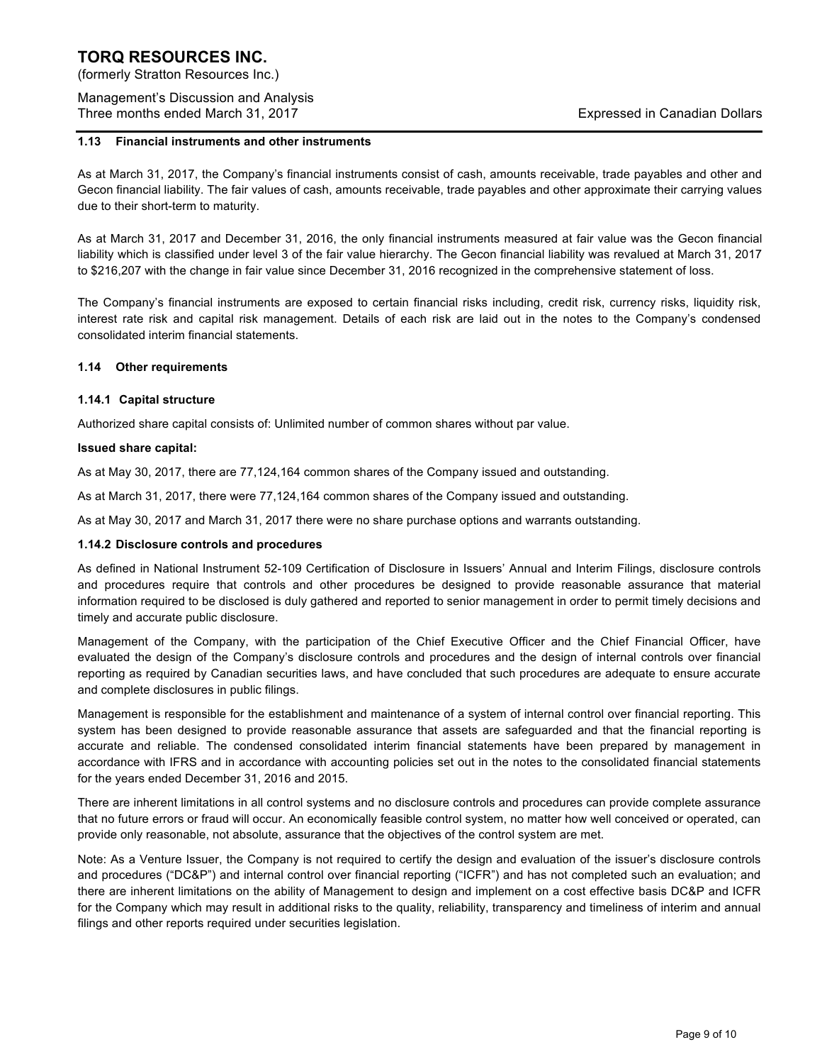### 1.13 Financial instruments and other instruments

As at March 31, 2017, the Company's financial instruments consist of cash, amounts receivable, trade payables and other and Gecon financial liability. The fair values of cash, amounts receivable, trade payables and other approximate their carrying values due to their short-term to maturity.

As at March 31, 2017 and December 31, 2016, the only financial instruments measured at fair value was the Gecon financial liability which is classified under level 3 of the fair value hierarchy. The Gecon financial liability was revalued at March 31, 2017 to $216,207 with the change in fair value since December 31, 2016 recognized in the comprehensive statement of loss.

The Company's financial instruments are exposed to certain financial risks including, credit risk, currency risks, liquidity risk, interest rate risk and capital risk management. Details of each risk are laid out in the notes to the Company's condensed consolidated interim financial statements.

### 1.14 Other requirements

#### 1.14.1 Capital structure

Authorized share capital consists of: Unlimited number of common shares without par value.

**Issued share capital:**

As at May 30, 2017, there are 77,124,164 common shares of the Company issued and outstanding.

As at March 31, 2017, there were 77,124,164 common shares of the Company issued and outstanding.

As at May 30, 2017 and March 31, 2017 there were no share purchase options and warrants outstanding.

#### 1.14.2 Disclosure controls and procedures

As defined in National Instrument 52-109 Certification of Disclosure in Issuers' Annual and Interim Filings, disclosure controls and procedures require that controls and other procedures be designed to provide reasonable assurance that material information required to be disclosed is duly gathered and reported to senior management in order to permit timely decisions and timely and accurate public disclosure.

Management of the Company, with the participation of the Chief Executive Officer and the Chief Financial Officer, have evaluated the design of the Company's disclosure controls and procedures and the design of internal controls over financial reporting as required by Canadian securities laws, and have concluded that such procedures are adequate to ensure accurate and complete disclosures in public filings.

Management is responsible for the establishment and maintenance of a system of internal control over financial reporting. This system has been designed to provide reasonable assurance that assets are safeguarded and that the financial reporting is accurate and reliable. The condensed consolidated interim financial statements have been prepared by management in accordance with IFRS and in accordance with accounting policies set out in the notes to the consolidated financial statements for the years ended December 31, 2016 and 2015.

There are inherent limitations in all control systems and no disclosure controls and procedures can provide complete assurance that no future errors or fraud will occur. An economically feasible control system, no matter how well conceived or operated, can provide only reasonable, not absolute, assurance that the objectives of the control system are met.

Note: As a Venture Issuer, the Company is not required to certify the design and evaluation of the issuer's disclosure controls and procedures ("DC&P") and internal control over financial reporting ("ICFR") and has not completed such an evaluation; and there are inherent limitations on the ability of Management to design and implement on a cost effective basis DC&P and ICFR for the Company which may result in additional risks to the quality, reliability, transparency and timeliness of interim and annual filings and other reports required under securities legislation.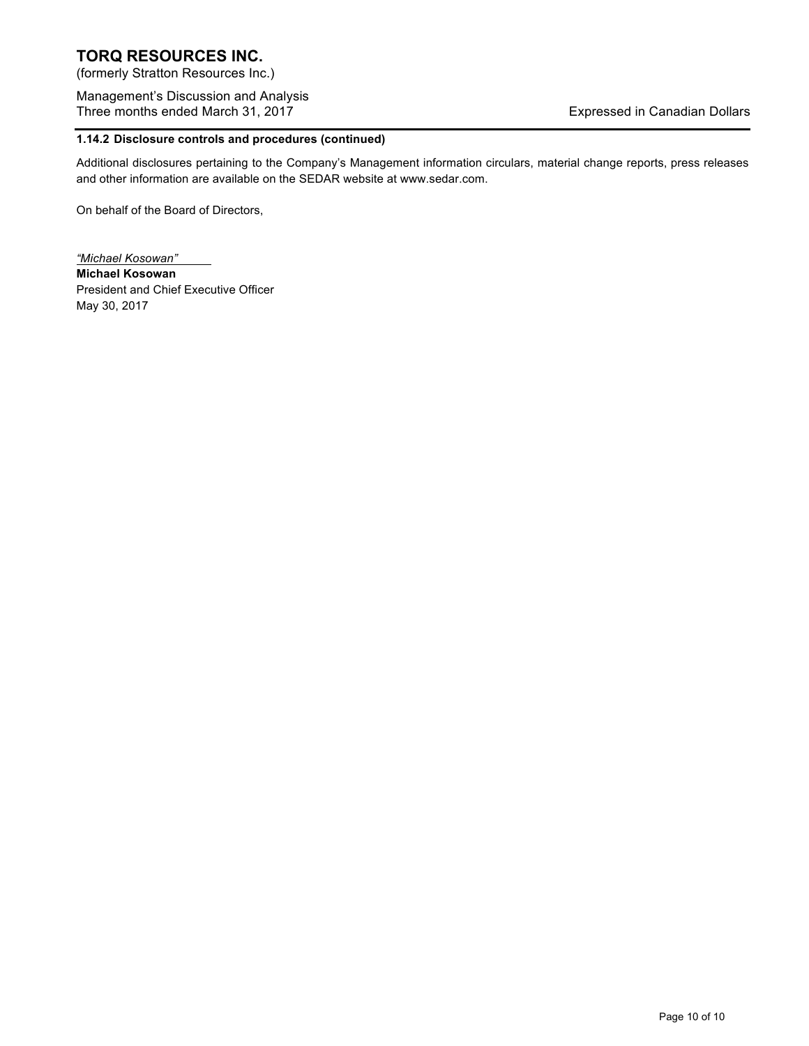### 1.14.2 Disclosure controls and procedures (continued)

Additional disclosures pertaining to the Company's Management information circulars, material change reports, press releases and other information are available on the SEDAR website at www.sedar.com.

On behalf of the Board of Directors,

*"Michael Kosowan"*

**Michael Kosowan**
President and Chief Executive Officer
May 30, 2017